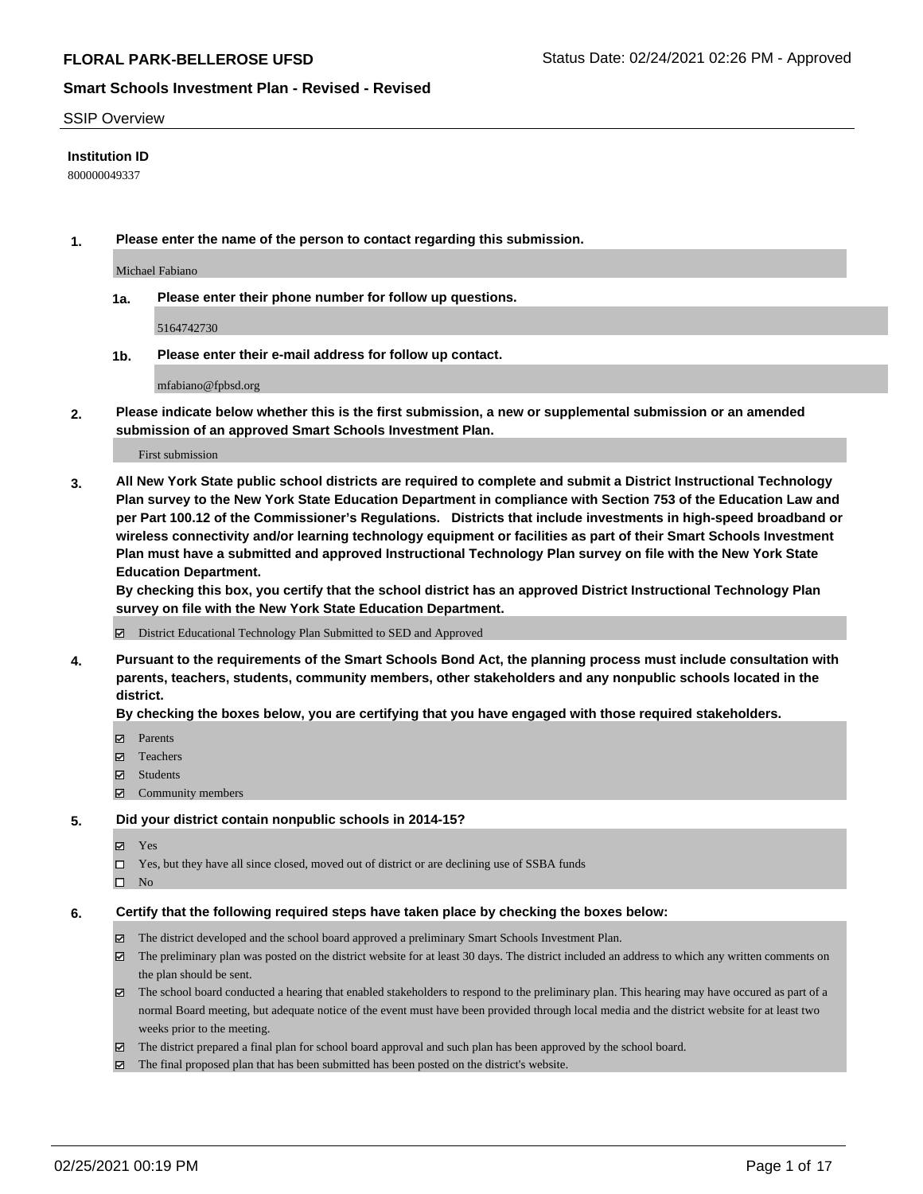**FLORAL PARK-BELLEROSE UFSD**

Status Date: 02/24/2021 02:26 PM - Approved

## Smart Schools Investment Plan - Revised - Revised

SSIP Overview

**Institution ID**

800000049337

**1. Please enter the name of the person to contact regarding this submission.**

Michael Fabiano

**1a. Please enter their phone number for follow up questions.**

5164742730

**1b. Please enter their e-mail address for follow up contact.**

mfabiano@fpbsd.org

**2. Please indicate below whether this is the first submission, a new or supplemental submission or an amended submission of an approved Smart Schools Investment Plan.**

First submission

**3. All New York State public school districts are required to complete and submit a District Instructional Technology Plan survey to the New York State Education Department in compliance with Section 753 of the Education Law and per Part 100.12 of the Commissioner's Regulations. Districts that include investments in high-speed broadband or wireless connectivity and/or learning technology equipment or facilities as part of their Smart Schools Investment Plan must have a submitted and approved Instructional Technology Plan survey on file with the New York State Education Department.**

**By checking this box, you certify that the school district has an approved District Instructional Technology Plan survey on file with the New York State Education Department.**

☑ District Educational Technology Plan Submitted to SED and Approved

**4. Pursuant to the requirements of the Smart Schools Bond Act, the planning process must include consultation with parents, teachers, students, community members, other stakeholders and any nonpublic schools located in the district.**

**By checking the boxes below, you are certifying that you have engaged with those required stakeholders.**

☑ Parents

☑ Teachers

☑ Students

☑ Community members

**5. Did your district contain nonpublic schools in 2014-15?**

☑ Yes

☐ Yes, but they have all since closed, moved out of district or are declining use of SSBA funds

☐ No

**6. Certify that the following required steps have taken place by checking the boxes below:**

☑ The district developed and the school board approved a preliminary Smart Schools Investment Plan.

☑ The preliminary plan was posted on the district website for at least 30 days. The district included an address to which any written comments on the plan should be sent.

☑ The school board conducted a hearing that enabled stakeholders to respond to the preliminary plan. This hearing may have occured as part of a normal Board meeting, but adequate notice of the event must have been provided through local media and the district website for at least two weeks prior to the meeting.

☑ The district prepared a final plan for school board approval and such plan has been approved by the school board.

☑ The final proposed plan that has been submitted has been posted on the district's website.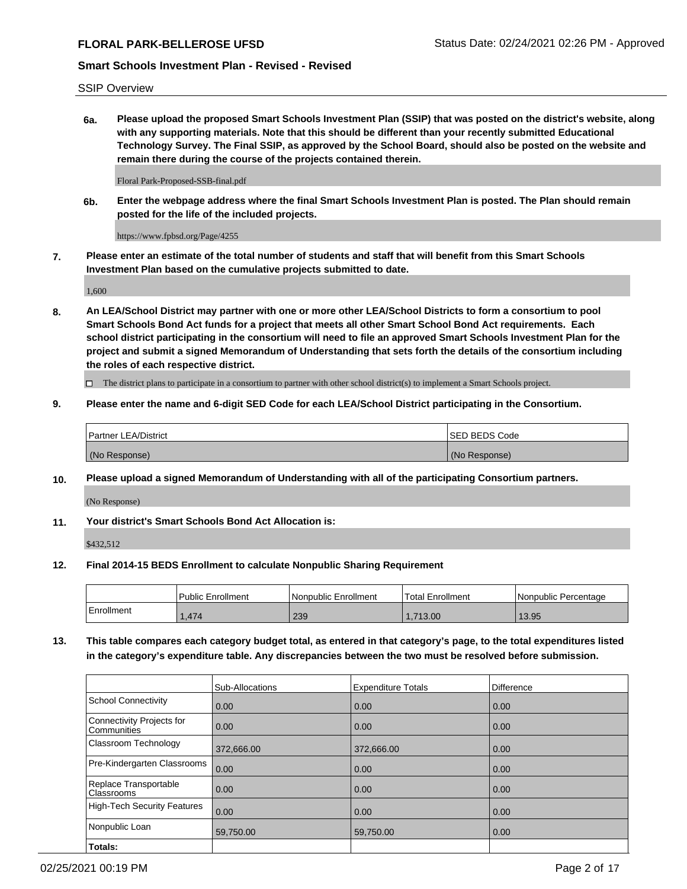SSIP Overview

**6a. Please upload the proposed Smart Schools Investment Plan (SSIP) that was posted on the district's website, along with any supporting materials. Note that this should be different than your recently submitted Educational Technology Survey. The Final SSIP, as approved by the School Board, should also be posted on the website and remain there during the course of the projects contained therein.**

Floral Park-Proposed-SSB-final.pdf

**6b. Enter the webpage address where the final Smart Schools Investment Plan is posted. The Plan should remain posted for the life of the included projects.**

https://www.fpbsd.org/Page/4255

**7. Please enter an estimate of the total number of students and staff that will benefit from this Smart Schools Investment Plan based on the cumulative projects submitted to date.**

1,600

**8. An LEA/School District may partner with one or more other LEA/School Districts to form a consortium to pool Smart Schools Bond Act funds for a project that meets all other Smart School Bond Act requirements. Each school district participating in the consortium will need to file an approved Smart Schools Investment Plan for the project and submit a signed Memorandum of Understanding that sets forth the details of the consortium including the roles of each respective district.**

☐ The district plans to participate in a consortium to partner with other school district(s) to implement a Smart Schools project.

**9. Please enter the name and 6-digit SED Code for each LEA/School District participating in the Consortium.**

| Partner LEA/District | SED BEDS Code |
|---|---|
| (No Response) | (No Response) |

**10. Please upload a signed Memorandum of Understanding with all of the participating Consortium partners.**

(No Response)

**11. Your district's Smart Schools Bond Act Allocation is:**

$432,512

**12. Final 2014-15 BEDS Enrollment to calculate Nonpublic Sharing Requirement**

| | Public Enrollment | Nonpublic Enrollment | Total Enrollment | Nonpublic Percentage |
|---|---|---|---|---|
| Enrollment | 1,474 | 239 | 1,713.00 | 13.95 |

**13. This table compares each category budget total, as entered in that category's page, to the total expenditures listed in the category's expenditure table. Any discrepancies between the two must be resolved before submission.**

| | Sub-Allocations | Expenditure Totals | Difference |
|---|---|---|---|
| School Connectivity | 0.00 | 0.00 | 0.00 |
| Connectivity Projects for Communities | 0.00 | 0.00 | 0.00 |
| Classroom Technology | 372,666.00 | 372,666.00 | 0.00 |
| Pre-Kindergarten Classrooms | 0.00 | 0.00 | 0.00 |
| Replace Transportable Classrooms | 0.00 | 0.00 | 0.00 |
| High-Tech Security Features | 0.00 | 0.00 | 0.00 |
| Nonpublic Loan | 59,750.00 | 59,750.00 | 0.00 |
| **Totals:** | | | |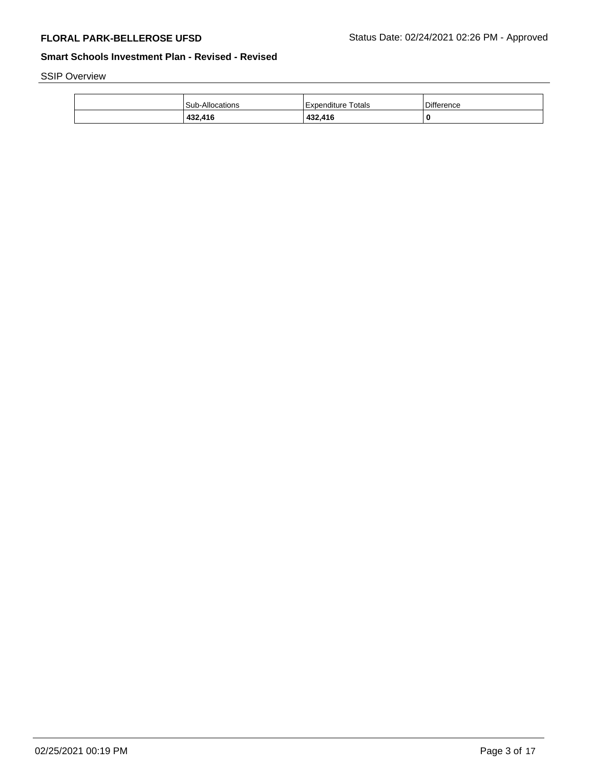SSIP Overview

| | Sub-Allocations | Expenditure Totals | Difference |
|---|---|---|---|
| | **432,416** | **432,416** | **0** |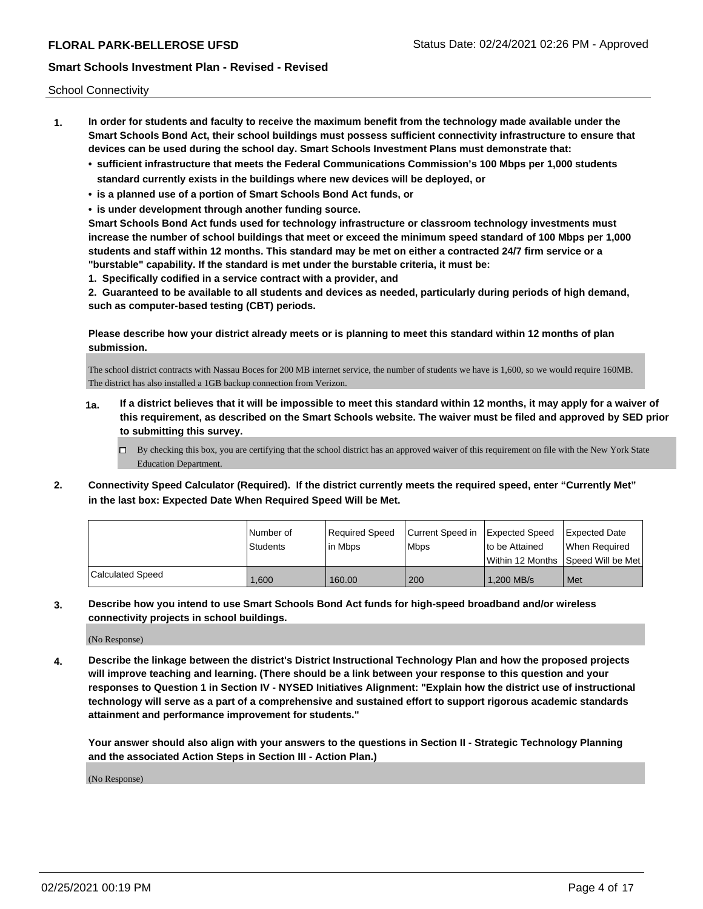School Connectivity

1. **In order for students and faculty to receive the maximum benefit from the technology made available under the Smart Schools Bond Act, their school buildings must possess sufficient connectivity infrastructure to ensure that devices can be used during the school day. Smart Schools Investment Plans must demonstrate that:**
   - **sufficient infrastructure that meets the Federal Communications Commission's 100 Mbps per 1,000 students standard currently exists in the buildings where new devices will be deployed, or**
   - **is a planned use of a portion of Smart Schools Bond Act funds, or**
   - **is under development through another funding source.**

   **Smart Schools Bond Act funds used for technology infrastructure or classroom technology investments must increase the number of school buildings that meet or exceed the minimum speed standard of 100 Mbps per 1,000 students and staff within 12 months. This standard may be met on either a contracted 24/7 firm service or a "burstable" capability. If the standard is met under the burstable criteria, it must be:**

   **1. Specifically codified in a service contract with a provider, and**

   **2. Guaranteed to be available to all students and devices as needed, particularly during periods of high demand, such as computer-based testing (CBT) periods.**

   **Please describe how your district already meets or is planning to meet this standard within 12 months of plan submission.**

   The school district contracts with Nassau Boces for 200 MB internet service, the number of students we have is 1,600, so we would require 160MB. The district has also installed a 1GB backup connection from Verizon.

   **1a. If a district believes that it will be impossible to meet this standard within 12 months, it may apply for a waiver of this requirement, as described on the Smart Schools website. The waiver must be filed and approved by SED prior to submitting this survey.**

   ☐ By checking this box, you are certifying that the school district has an approved waiver of this requirement on file with the New York State Education Department.

2. **Connectivity Speed Calculator (Required). If the district currently meets the required speed, enter "Currently Met" in the last box: Expected Date When Required Speed Will be Met.**

| | Number of Students | Required Speed in Mbps | Current Speed in Mbps | Expected Speed to be Attained Within 12 Months | Expected Date When Required Speed Will be Met |
|---|---|---|---|---|---|
| Calculated Speed | 1,600 | 160.00 | 200 | 1,200 MB/s | Met |

3. **Describe how you intend to use Smart Schools Bond Act funds for high-speed broadband and/or wireless connectivity projects in school buildings.**

   (No Response)

4. **Describe the linkage between the district's District Instructional Technology Plan and how the proposed projects will improve teaching and learning. (There should be a link between your response to this question and your responses to Question 1 in Section IV - NYSED Initiatives Alignment: "Explain how the district use of instructional technology will serve as a part of a comprehensive and sustained effort to support rigorous academic standards attainment and performance improvement for students."**

   **Your answer should also align with your answers to the questions in Section II - Strategic Technology Planning and the associated Action Steps in Section III - Action Plan.)**

   (No Response)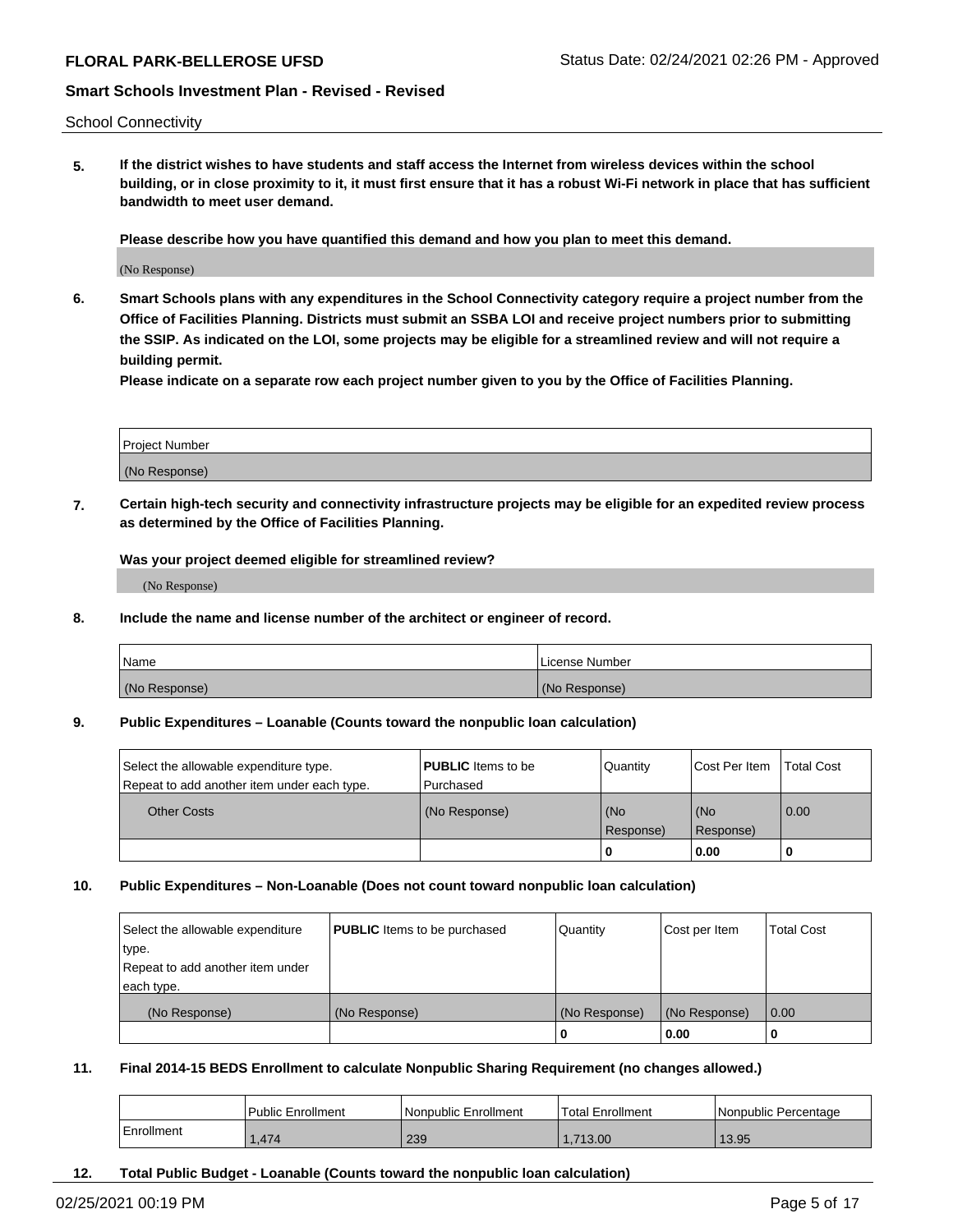School Connectivity

**5. If the district wishes to have students and staff access the Internet from wireless devices within the school building, or in close proximity to it, it must first ensure that it has a robust Wi-Fi network in place that has sufficient bandwidth to meet user demand.**

**Please describe how you have quantified this demand and how you plan to meet this demand.**

(No Response)

**6. Smart Schools plans with any expenditures in the School Connectivity category require a project number from the Office of Facilities Planning. Districts must submit an SSBA LOI and receive project numbers prior to submitting the SSIP. As indicated on the LOI, some projects may be eligible for a streamlined review and will not require a building permit.**

**Please indicate on a separate row each project number given to you by the Office of Facilities Planning.**

| Project Number |
|---|
| (No Response) |

**7. Certain high-tech security and connectivity infrastructure projects may be eligible for an expedited review process as determined by the Office of Facilities Planning.**

**Was your project deemed eligible for streamlined review?**

(No Response)

**8. Include the name and license number of the architect or engineer of record.**

| Name | License Number |
|---|---|
| (No Response) | (No Response) |

**9. Public Expenditures – Loanable (Counts toward the nonpublic loan calculation)**

| Select the allowable expenditure type. Repeat to add another item under each type. | **PUBLIC** Items to be Purchased | Quantity | Cost Per Item | Total Cost |
|---|---|---|---|---|
| Other Costs | (No Response) | (No Response) | (No Response) | 0.00 |
| | | **0** | **0.00** | **0** |

**10. Public Expenditures – Non-Loanable (Does not count toward nonpublic loan calculation)**

| Select the allowable expenditure type. Repeat to add another item under each type. | **PUBLIC** Items to be purchased | Quantity | Cost per Item | Total Cost |
|---|---|---|---|---|
| (No Response) | (No Response) | (No Response) | (No Response) | 0.00 |
| | | **0** | **0.00** | **0** |

**11. Final 2014-15 BEDS Enrollment to calculate Nonpublic Sharing Requirement (no changes allowed.)**

| | Public Enrollment | Nonpublic Enrollment | Total Enrollment | Nonpublic Percentage |
|---|---|---|---|---|
| Enrollment | 1,474 | 239 | 1,713.00 | 13.95 |

**12. Total Public Budget - Loanable (Counts toward the nonpublic loan calculation)**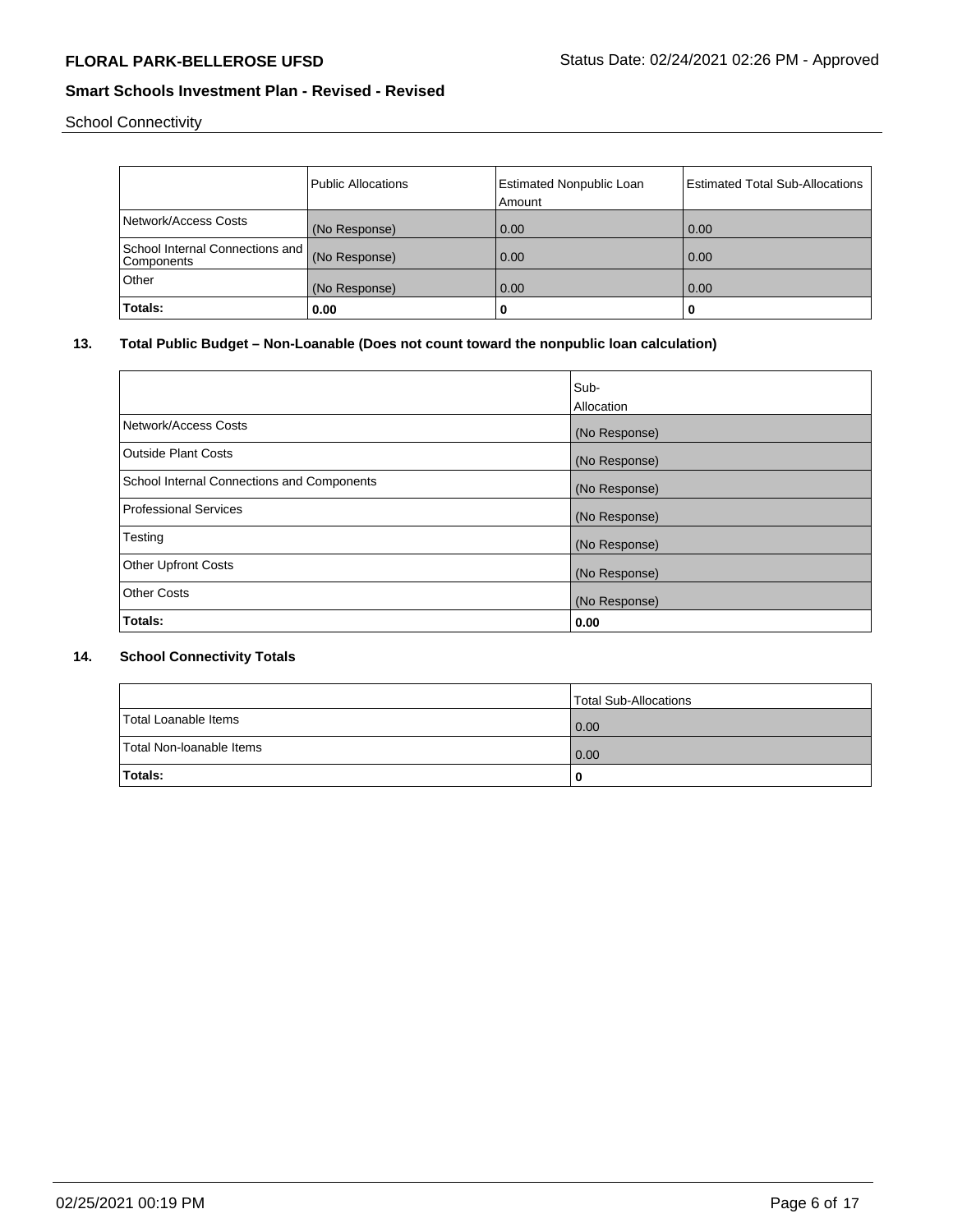School Connectivity

| | Public Allocations | Estimated Nonpublic Loan Amount | Estimated Total Sub-Allocations |
|---|---|---|---|
| Network/Access Costs | (No Response) | 0.00 | 0.00 |
| School Internal Connections and Components | (No Response) | 0.00 | 0.00 |
| Other | (No Response) | 0.00 | 0.00 |
| **Totals:** | **0.00** | **0** | **0** |

**13. Total Public Budget – Non-Loanable (Does not count toward the nonpublic loan calculation)**

| | Sub-Allocation |
|---|---|
| Network/Access Costs | (No Response) |
| Outside Plant Costs | (No Response) |
| School Internal Connections and Components | (No Response) |
| Professional Services | (No Response) |
| Testing | (No Response) |
| Other Upfront Costs | (No Response) |
| Other Costs | (No Response) |
| **Totals:** | **0.00** |

**14. School Connectivity Totals**

| | Total Sub-Allocations |
|---|---|
| Total Loanable Items | 0.00 |
| Total Non-loanable Items | 0.00 |
| **Totals:** | **0** |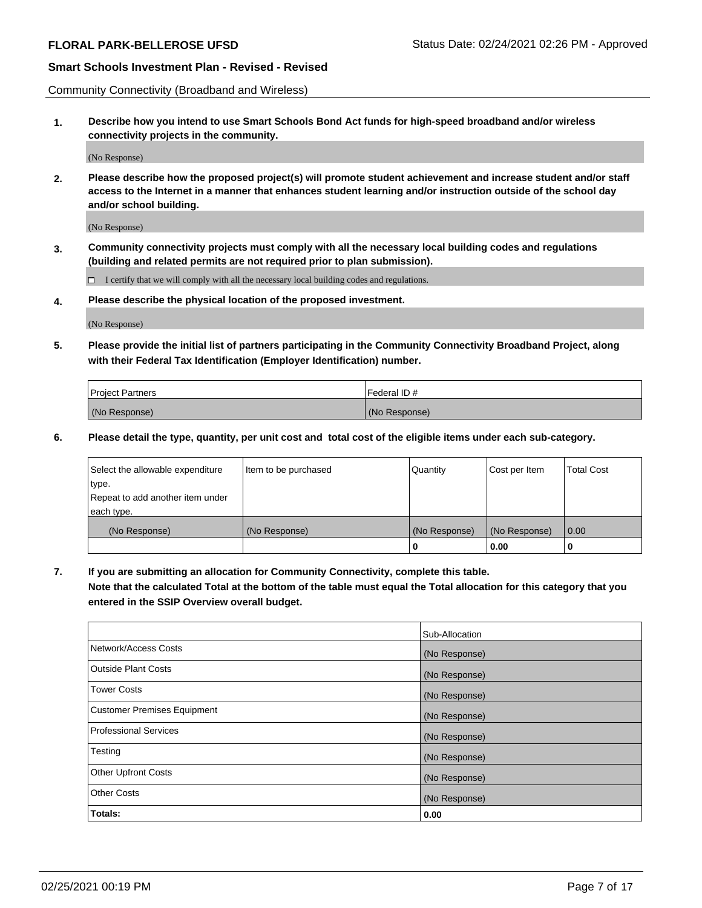Community Connectivity (Broadband and Wireless)

**1. Describe how you intend to use Smart Schools Bond Act funds for high-speed broadband and/or wireless connectivity projects in the community.**

(No Response)

**2. Please describe how the proposed project(s) will promote student achievement and increase student and/or staff access to the Internet in a manner that enhances student learning and/or instruction outside of the school day and/or school building.**

(No Response)

**3. Community connectivity projects must comply with all the necessary local building codes and regulations (building and related permits are not required prior to plan submission).**

☐ I certify that we will comply with all the necessary local building codes and regulations.

**4. Please describe the physical location of the proposed investment.**

(No Response)

**5. Please provide the initial list of partners participating in the Community Connectivity Broadband Project, along with their Federal Tax Identification (Employer Identification) number.**

| Project Partners | Federal ID # |
|---|---|
| (No Response) | (No Response) |

**6. Please detail the type, quantity, per unit cost and total cost of the eligible items under each sub-category.**

| Select the allowable expenditure type. Repeat to add another item under each type. | Item to be purchased | Quantity | Cost per Item | Total Cost |
|---|---|---|---|---|
| (No Response) | (No Response) | (No Response) | (No Response) | 0.00 |
| | | **0** | **0.00** | **0** |

**7. If you are submitting an allocation for Community Connectivity, complete this table. Note that the calculated Total at the bottom of the table must equal the Total allocation for this category that you entered in the SSIP Overview overall budget.**

| | Sub-Allocation |
|---|---|
| Network/Access Costs | (No Response) |
| Outside Plant Costs | (No Response) |
| Tower Costs | (No Response) |
| Customer Premises Equipment | (No Response) |
| Professional Services | (No Response) |
| Testing | (No Response) |
| Other Upfront Costs | (No Response) |
| Other Costs | (No Response) |
| **Totals:** | **0.00** |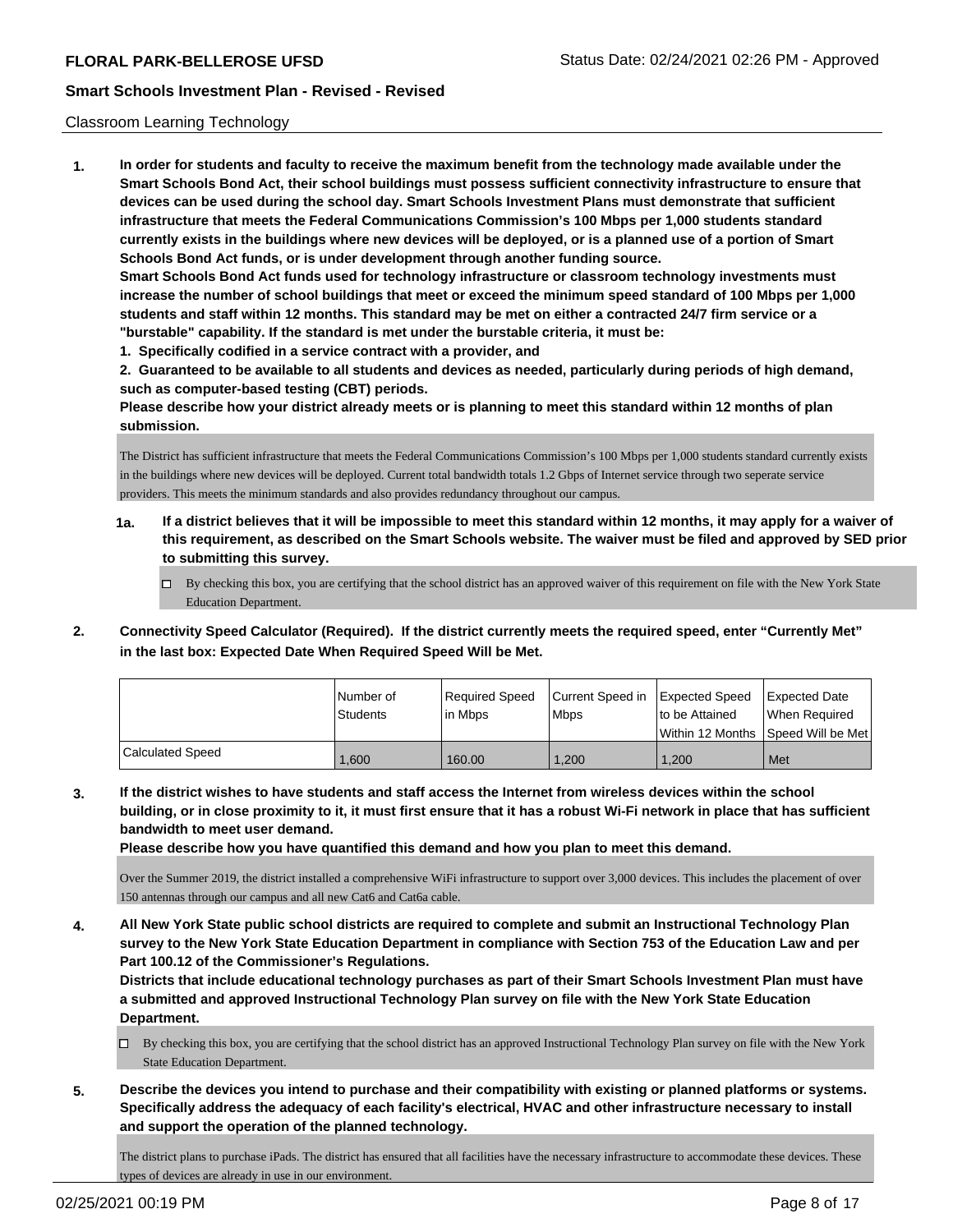Classroom Learning Technology

**1. In order for students and faculty to receive the maximum benefit from the technology made available under the Smart Schools Bond Act, their school buildings must possess sufficient connectivity infrastructure to ensure that devices can be used during the school day. Smart Schools Investment Plans must demonstrate that sufficient infrastructure that meets the Federal Communications Commission's 100 Mbps per 1,000 students standard currently exists in the buildings where new devices will be deployed, or is a planned use of a portion of Smart Schools Bond Act funds, or is under development through another funding source.**

**Smart Schools Bond Act funds used for technology infrastructure or classroom technology investments must increase the number of school buildings that meet or exceed the minimum speed standard of 100 Mbps per 1,000 students and staff within 12 months. This standard may be met on either a contracted 24/7 firm service or a "burstable" capability. If the standard is met under the burstable criteria, it must be:**

**1. Specifically codified in a service contract with a provider, and**

**2. Guaranteed to be available to all students and devices as needed, particularly during periods of high demand, such as computer-based testing (CBT) periods.**

**Please describe how your district already meets or is planning to meet this standard within 12 months of plan submission.**

The District has sufficient infrastructure that meets the Federal Communications Commission's 100 Mbps per 1,000 students standard currently exists in the buildings where new devices will be deployed. Current total bandwidth totals 1.2 Gbps of Internet service through two seperate service providers. This meets the minimum standards and also provides redundancy throughout our campus.

**1a. If a district believes that it will be impossible to meet this standard within 12 months, it may apply for a waiver of this requirement, as described on the Smart Schools website. The waiver must be filed and approved by SED prior to submitting this survey.**

☐ By checking this box, you are certifying that the school district has an approved waiver of this requirement on file with the New York State Education Department.

**2. Connectivity Speed Calculator (Required). If the district currently meets the required speed, enter "Currently Met" in the last box: Expected Date When Required Speed Will be Met.**

| | Number of Students | Required Speed in Mbps | Current Speed in Mbps | Expected Speed to be Attained Within 12 Months | Expected Date When Required Speed Will be Met |
|---|---|---|---|---|---|
| Calculated Speed | 1,600 | 160.00 | 1,200 | 1,200 | Met |

**3. If the district wishes to have students and staff access the Internet from wireless devices within the school building, or in close proximity to it, it must first ensure that it has a robust Wi-Fi network in place that has sufficient bandwidth to meet user demand.**

**Please describe how you have quantified this demand and how you plan to meet this demand.**

Over the Summer 2019, the district installed a comprehensive WiFi infrastructure to support over 3,000 devices. This includes the placement of over 150 antennas through our campus and all new Cat6 and Cat6a cable.

**4. All New York State public school districts are required to complete and submit an Instructional Technology Plan survey to the New York State Education Department in compliance with Section 753 of the Education Law and per Part 100.12 of the Commissioner's Regulations.**

**Districts that include educational technology purchases as part of their Smart Schools Investment Plan must have a submitted and approved Instructional Technology Plan survey on file with the New York State Education Department.**

☐ By checking this box, you are certifying that the school district has an approved Instructional Technology Plan survey on file with the New York State Education Department.

**5. Describe the devices you intend to purchase and their compatibility with existing or planned platforms or systems. Specifically address the adequacy of each facility's electrical, HVAC and other infrastructure necessary to install and support the operation of the planned technology.**

The district plans to purchase iPads. The district has ensured that all facilities have the necessary infrastructure to accommodate these devices. These types of devices are already in use in our environment.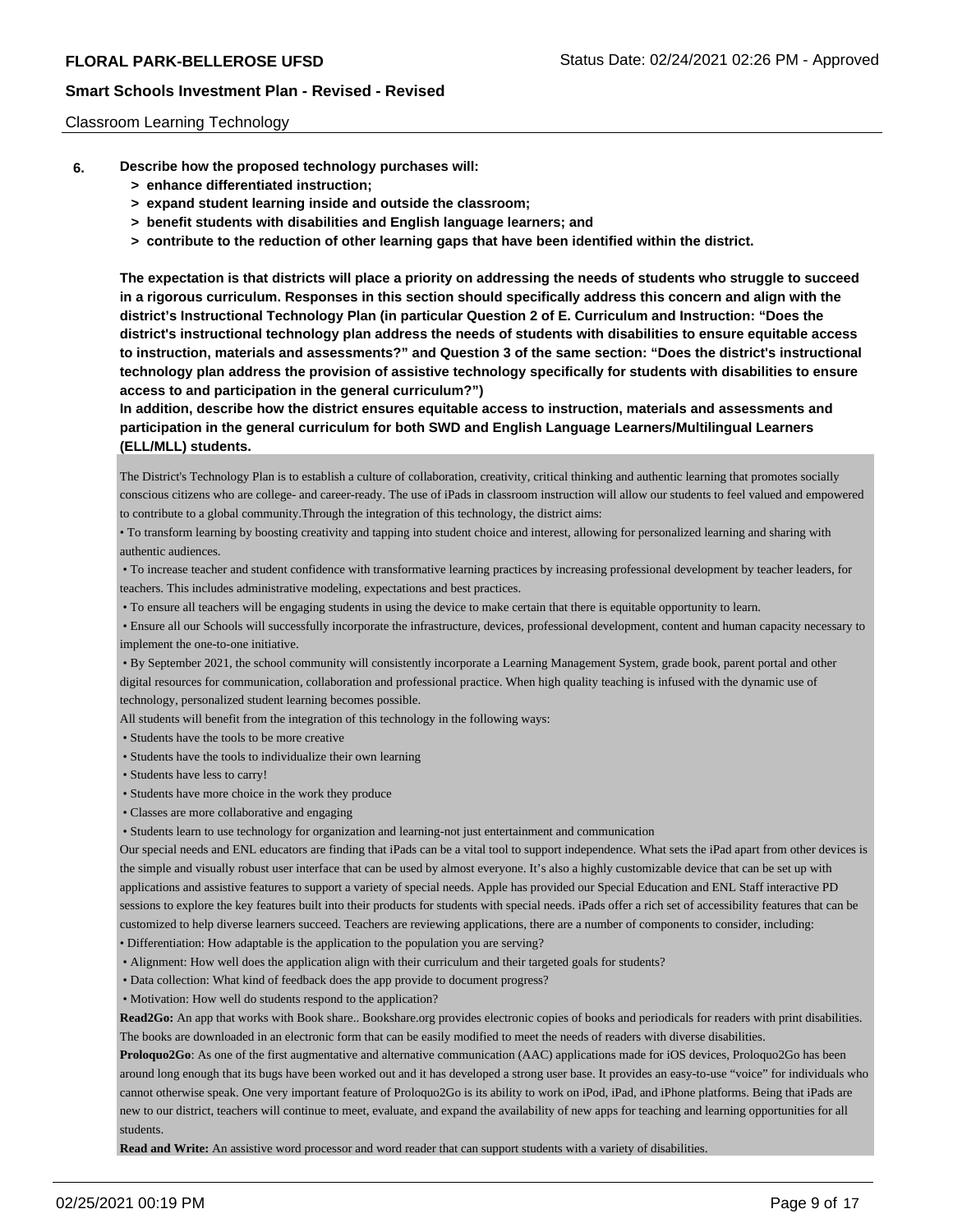Classroom Learning Technology

**6. Describe how the proposed technology purchases will:**

- **> enhance differentiated instruction;**
- **> expand student learning inside and outside the classroom;**
- **> benefit students with disabilities and English language learners; and**
- **> contribute to the reduction of other learning gaps that have been identified within the district.**

**The expectation is that districts will place a priority on addressing the needs of students who struggle to succeed in a rigorous curriculum. Responses in this section should specifically address this concern and align with the district's Instructional Technology Plan (in particular Question 2 of E. Curriculum and Instruction: "Does the district's instructional technology plan address the needs of students with disabilities to ensure equitable access to instruction, materials and assessments?" and Question 3 of the same section: "Does the district's instructional technology plan address the provision of assistive technology specifically for students with disabilities to ensure access to and participation in the general curriculum?")**

**In addition, describe how the district ensures equitable access to instruction, materials and assessments and participation in the general curriculum for both SWD and English Language Learners/Multilingual Learners (ELL/MLL) students.**

The District's Technology Plan is to establish a culture of collaboration, creativity, critical thinking and authentic learning that promotes socially conscious citizens who are college- and career-ready. The use of iPads in classroom instruction will allow our students to feel valued and empowered to contribute to a global community.Through the integration of this technology, the district aims:

- To transform learning by boosting creativity and tapping into student choice and interest, allowing for personalized learning and sharing with authentic audiences.
- To increase teacher and student confidence with transformative learning practices by increasing professional development by teacher leaders, for teachers. This includes administrative modeling, expectations and best practices.
- To ensure all teachers will be engaging students in using the device to make certain that there is equitable opportunity to learn.
- Ensure all our Schools will successfully incorporate the infrastructure, devices, professional development, content and human capacity necessary to implement the one-to-one initiative.
- By September 2021, the school community will consistently incorporate a Learning Management System, grade book, parent portal and other digital resources for communication, collaboration and professional practice. When high quality teaching is infused with the dynamic use of technology, personalized student learning becomes possible.

All students will benefit from the integration of this technology in the following ways:

- Students have the tools to be more creative
- Students have the tools to individualize their own learning
- Students have less to carry!
- Students have more choice in the work they produce
- Classes are more collaborative and engaging
- Students learn to use technology for organization and learning-not just entertainment and communication

Our special needs and ENL educators are finding that iPads can be a vital tool to support independence. What sets the iPad apart from other devices is the simple and visually robust user interface that can be used by almost everyone. It's also a highly customizable device that can be set up with applications and assistive features to support a variety of special needs. Apple has provided our Special Education and ENL Staff interactive PD sessions to explore the key features built into their products for students with special needs. iPads offer a rich set of accessibility features that can be customized to help diverse learners succeed. Teachers are reviewing applications, there are a number of components to consider, including:

- Differentiation: How adaptable is the application to the population you are serving?
- Alignment: How well does the application align with their curriculum and their targeted goals for students?
- Data collection: What kind of feedback does the app provide to document progress?
- Motivation: How well do students respond to the application?

**Read2Go:** An app that works with Book share.. Bookshare.org provides electronic copies of books and periodicals for readers with print disabilities. The books are downloaded in an electronic form that can be easily modified to meet the needs of readers with diverse disabilities.

**Proloquo2Go**: As one of the first augmentative and alternative communication (AAC) applications made for iOS devices, Proloquo2Go has been around long enough that its bugs have been worked out and it has developed a strong user base. It provides an easy-to-use "voice" for individuals who cannot otherwise speak. One very important feature of Proloquo2Go is its ability to work on iPod, iPad, and iPhone platforms. Being that iPads are new to our district, teachers will continue to meet, evaluate, and expand the availability of new apps for teaching and learning opportunities for all students.

**Read and Write:** An assistive word processor and word reader that can support students with a variety of disabilities.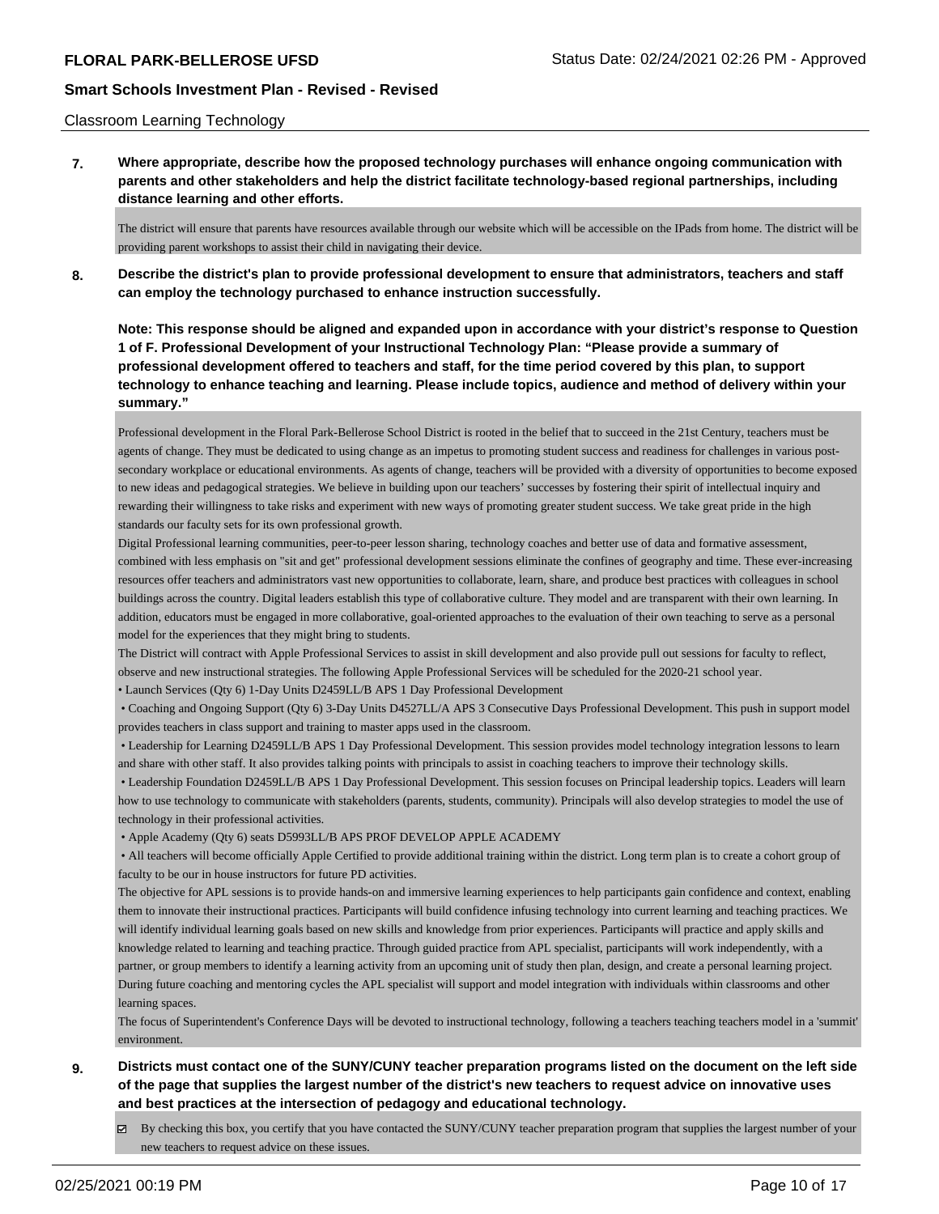Classroom Learning Technology

**7. Where appropriate, describe how the proposed technology purchases will enhance ongoing communication with parents and other stakeholders and help the district facilitate technology-based regional partnerships, including distance learning and other efforts.**

The district will ensure that parents have resources available through our website which will be accessible on the IPads from home. The district will be providing parent workshops to assist their child in navigating their device.

**8. Describe the district's plan to provide professional development to ensure that administrators, teachers and staff can employ the technology purchased to enhance instruction successfully.**

**Note: This response should be aligned and expanded upon in accordance with your district's response to Question 1 of F. Professional Development of your Instructional Technology Plan: "Please provide a summary of professional development offered to teachers and staff, for the time period covered by this plan, to support technology to enhance teaching and learning. Please include topics, audience and method of delivery within your summary."**

Professional development in the Floral Park-Bellerose School District is rooted in the belief that to succeed in the 21st Century, teachers must be agents of change. They must be dedicated to using change as an impetus to promoting student success and readiness for challenges in various post-secondary workplace or educational environments. As agents of change, teachers will be provided with a diversity of opportunities to become exposed to new ideas and pedagogical strategies. We believe in building upon our teachers' successes by fostering their spirit of intellectual inquiry and rewarding their willingness to take risks and experiment with new ways of promoting greater student success. We take great pride in the high standards our faculty sets for its own professional growth.

Digital Professional learning communities, peer-to-peer lesson sharing, technology coaches and better use of data and formative assessment, combined with less emphasis on "sit and get" professional development sessions eliminate the confines of geography and time. These ever-increasing resources offer teachers and administrators vast new opportunities to collaborate, learn, share, and produce best practices with colleagues in school buildings across the country. Digital leaders establish this type of collaborative culture. They model and are transparent with their own learning. In addition, educators must be engaged in more collaborative, goal-oriented approaches to the evaluation of their own teaching to serve as a personal model for the experiences that they might bring to students.

The District will contract with Apple Professional Services to assist in skill development and also provide pull out sessions for faculty to reflect, observe and new instructional strategies. The following Apple Professional Services will be scheduled for the 2020-21 school year.

- Launch Services (Qty 6) 1-Day Units D2459LL/B APS 1 Day Professional Development
- Coaching and Ongoing Support (Qty 6) 3-Day Units D4527LL/A APS 3 Consecutive Days Professional Development. This push in support model provides teachers in class support and training to master apps used in the classroom.
- Leadership for Learning D2459LL/B APS 1 Day Professional Development. This session provides model technology integration lessons to learn and share with other staff. It also provides talking points with principals to assist in coaching teachers to improve their technology skills.
- Leadership Foundation D2459LL/B APS 1 Day Professional Development. This session focuses on Principal leadership topics. Leaders will learn how to use technology to communicate with stakeholders (parents, students, community). Principals will also develop strategies to model the use of technology in their professional activities.
- Apple Academy (Qty 6) seats D5993LL/B APS PROF DEVELOP APPLE ACADEMY
- All teachers will become officially Apple Certified to provide additional training within the district. Long term plan is to create a cohort group of faculty to be our in house instructors for future PD activities.

The objective for APL sessions is to provide hands-on and immersive learning experiences to help participants gain confidence and context, enabling them to innovate their instructional practices. Participants will build confidence infusing technology into current learning and teaching practices. We will identify individual learning goals based on new skills and knowledge from prior experiences. Participants will practice and apply skills and knowledge related to learning and teaching practice. Through guided practice from APL specialist, participants will work independently, with a partner, or group members to identify a learning activity from an upcoming unit of study then plan, design, and create a personal learning project. During future coaching and mentoring cycles the APL specialist will support and model integration with individuals within classrooms and other learning spaces.

The focus of Superintendent's Conference Days will be devoted to instructional technology, following a teachers teaching teachers model in a 'summit' environment.

**9. Districts must contact one of the SUNY/CUNY teacher preparation programs listed on the document on the left side of the page that supplies the largest number of the district's new teachers to request advice on innovative uses and best practices at the intersection of pedagogy and educational technology.**

☑ By checking this box, you certify that you have contacted the SUNY/CUNY teacher preparation program that supplies the largest number of your new teachers to request advice on these issues.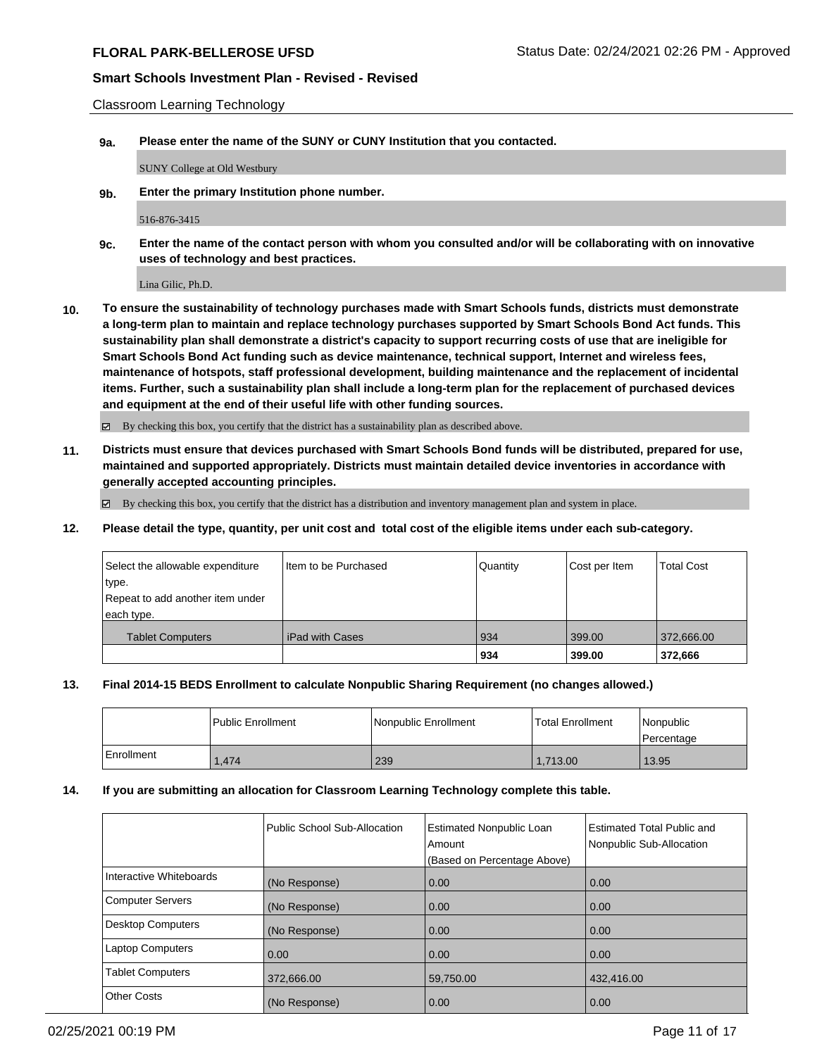Classroom Learning Technology

**9a. Please enter the name of the SUNY or CUNY Institution that you contacted.**

SUNY College at Old Westbury

**9b. Enter the primary Institution phone number.**

516-876-3415

**9c. Enter the name of the contact person with whom you consulted and/or will be collaborating with on innovative uses of technology and best practices.**

Lina Gilic, Ph.D.

**10. To ensure the sustainability of technology purchases made with Smart Schools funds, districts must demonstrate a long-term plan to maintain and replace technology purchases supported by Smart Schools Bond Act funds. This sustainability plan shall demonstrate a district's capacity to support recurring costs of use that are ineligible for Smart Schools Bond Act funding such as device maintenance, technical support, Internet and wireless fees, maintenance of hotspots, staff professional development, building maintenance and the replacement of incidental items. Further, such a sustainability plan shall include a long-term plan for the replacement of purchased devices and equipment at the end of their useful life with other funding sources.**

☑ By checking this box, you certify that the district has a sustainability plan as described above.

**11. Districts must ensure that devices purchased with Smart Schools Bond funds will be distributed, prepared for use, maintained and supported appropriately. Districts must maintain detailed device inventories in accordance with generally accepted accounting principles.**

☑ By checking this box, you certify that the district has a distribution and inventory management plan and system in place.

**12. Please detail the type, quantity, per unit cost and total cost of the eligible items under each sub-category.**

| Select the allowable expenditure type. Repeat to add another item under each type. | Item to be Purchased | Quantity | Cost per Item | Total Cost |
|---|---|---|---|---|
| Tablet Computers | iPad with Cases | 934 | 399.00 | 372,666.00 |
| | | **934** | **399.00** | **372,666** |

**13. Final 2014-15 BEDS Enrollment to calculate Nonpublic Sharing Requirement (no changes allowed.)**

| | Public Enrollment | Nonpublic Enrollment | Total Enrollment | Nonpublic Percentage |
|---|---|---|---|---|
| Enrollment | 1,474 | 239 | 1,713.00 | 13.95 |

**14. If you are submitting an allocation for Classroom Learning Technology complete this table.**

| | Public School Sub-Allocation | Estimated Nonpublic Loan Amount (Based on Percentage Above) | Estimated Total Public and Nonpublic Sub-Allocation |
|---|---|---|---|
| Interactive Whiteboards | (No Response) | 0.00 | 0.00 |
| Computer Servers | (No Response) | 0.00 | 0.00 |
| Desktop Computers | (No Response) | 0.00 | 0.00 |
| Laptop Computers | 0.00 | 0.00 | 0.00 |
| Tablet Computers | 372,666.00 | 59,750.00 | 432,416.00 |
| Other Costs | (No Response) | 0.00 | 0.00 |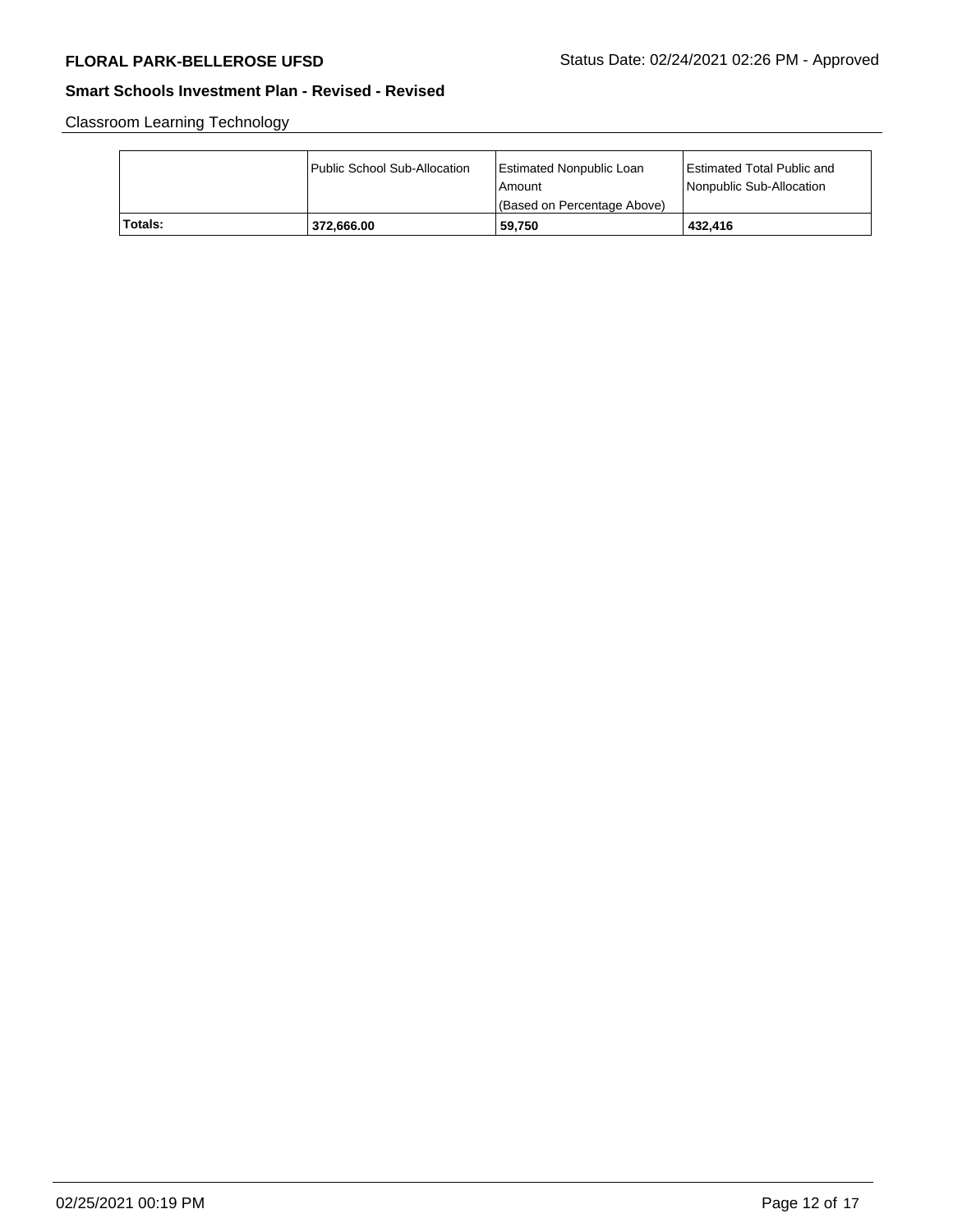Classroom Learning Technology

| | Public School Sub-Allocation | Estimated Nonpublic Loan Amount (Based on Percentage Above) | Estimated Total Public and Nonpublic Sub-Allocation |
|---|---|---|---|
| **Totals:** | **372,666.00** | **59,750** | **432,416** |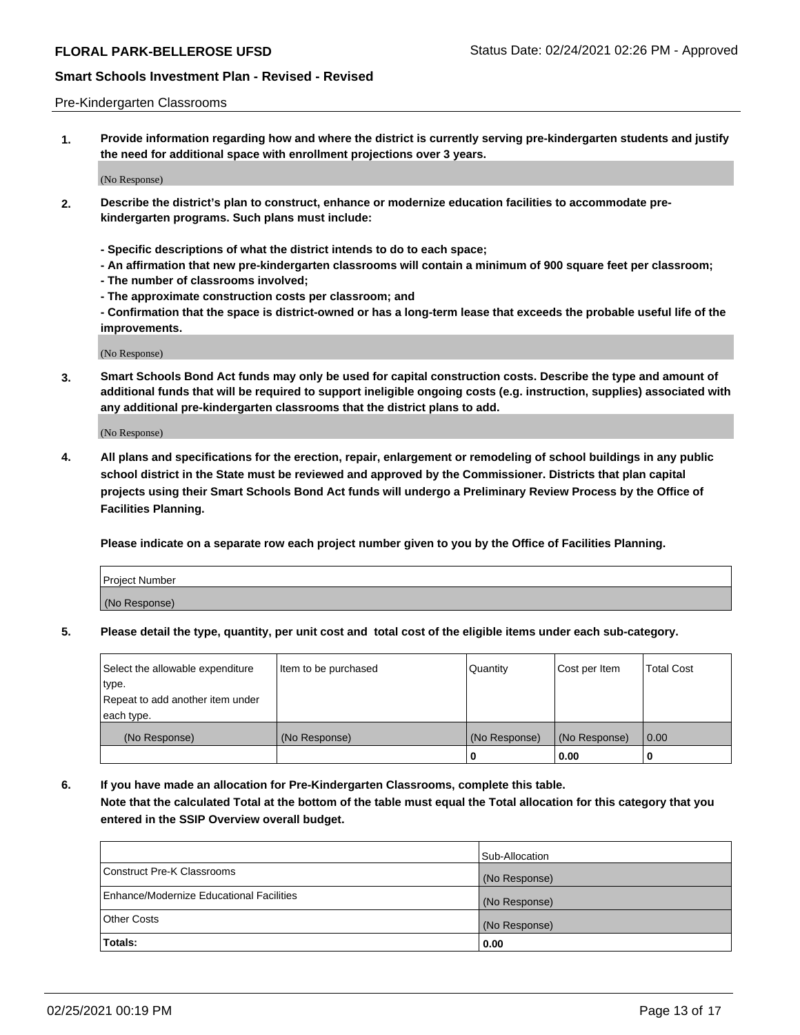Pre-Kindergarten Classrooms

**1. Provide information regarding how and where the district is currently serving pre-kindergarten students and justify the need for additional space with enrollment projections over 3 years.**

(No Response)

**2. Describe the district's plan to construct, enhance or modernize education facilities to accommodate pre-kindergarten programs. Such plans must include:**

**- Specific descriptions of what the district intends to do to each space;**
**- An affirmation that new pre-kindergarten classrooms will contain a minimum of 900 square feet per classroom;**
**- The number of classrooms involved;**
**- The approximate construction costs per classroom; and**
**- Confirmation that the space is district-owned or has a long-term lease that exceeds the probable useful life of the improvements.**

(No Response)

**3. Smart Schools Bond Act funds may only be used for capital construction costs. Describe the type and amount of additional funds that will be required to support ineligible ongoing costs (e.g. instruction, supplies) associated with any additional pre-kindergarten classrooms that the district plans to add.**

(No Response)

**4. All plans and specifications for the erection, repair, enlargement or remodeling of school buildings in any public school district in the State must be reviewed and approved by the Commissioner. Districts that plan capital projects using their Smart Schools Bond Act funds will undergo a Preliminary Review Process by the Office of Facilities Planning.**

**Please indicate on a separate row each project number given to you by the Office of Facilities Planning.**

| Project Number |
|---|
| (No Response) |

**5. Please detail the type, quantity, per unit cost and total cost of the eligible items under each sub-category.**

| Select the allowable expenditure type. Repeat to add another item under each type. | Item to be purchased | Quantity | Cost per Item | Total Cost |
|---|---|---|---|---|
| (No Response) | (No Response) | (No Response) | (No Response) | 0.00 |
| | | 0 | 0.00 | 0 |

**6. If you have made an allocation for Pre-Kindergarten Classrooms, complete this table. Note that the calculated Total at the bottom of the table must equal the Total allocation for this category that you entered in the SSIP Overview overall budget.**

| | Sub-Allocation |
|---|---|
| Construct Pre-K Classrooms | (No Response) |
| Enhance/Modernize Educational Facilities | (No Response) |
| Other Costs | (No Response) |
| **Totals:** | **0.00** |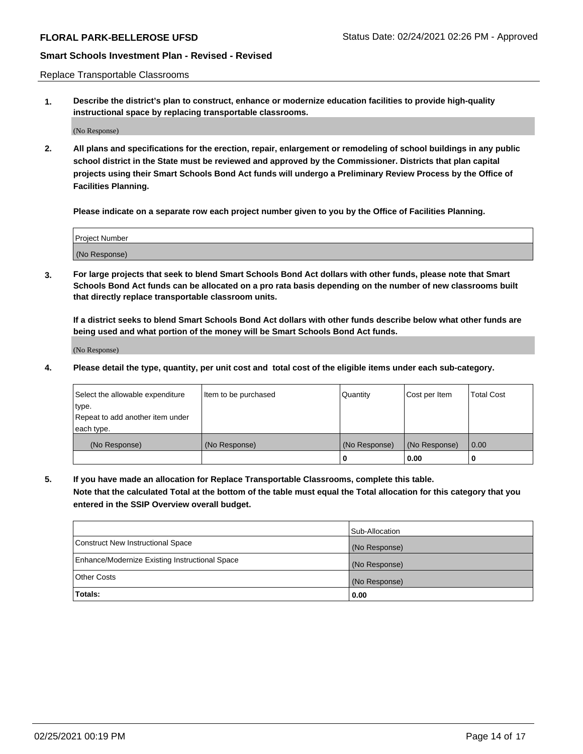Replace Transportable Classrooms

**1. Describe the district's plan to construct, enhance or modernize education facilities to provide high-quality instructional space by replacing transportable classrooms.**

(No Response)

**2. All plans and specifications for the erection, repair, enlargement or remodeling of school buildings in any public school district in the State must be reviewed and approved by the Commissioner. Districts that plan capital projects using their Smart Schools Bond Act funds will undergo a Preliminary Review Process by the Office of Facilities Planning.**

**Please indicate on a separate row each project number given to you by the Office of Facilities Planning.**

| Project Number |
|---|
| (No Response) |

**3. For large projects that seek to blend Smart Schools Bond Act dollars with other funds, please note that Smart Schools Bond Act funds can be allocated on a pro rata basis depending on the number of new classrooms built that directly replace transportable classroom units.**

**If a district seeks to blend Smart Schools Bond Act dollars with other funds describe below what other funds are being used and what portion of the money will be Smart Schools Bond Act funds.**

(No Response)

**4. Please detail the type, quantity, per unit cost and total cost of the eligible items under each sub-category.**

| Select the allowable expenditure type. Repeat to add another item under each type. | Item to be purchased | Quantity | Cost per Item | Total Cost |
|---|---|---|---|---|
| (No Response) | (No Response) | (No Response) | (No Response) | 0.00 |
| | | 0 | 0.00 | 0 |

**5. If you have made an allocation for Replace Transportable Classrooms, complete this table. Note that the calculated Total at the bottom of the table must equal the Total allocation for this category that you entered in the SSIP Overview overall budget.**

| | Sub-Allocation |
|---|---|
| Construct New Instructional Space | (No Response) |
| Enhance/Modernize Existing Instructional Space | (No Response) |
| Other Costs | (No Response) |
| **Totals:** | **0.00** |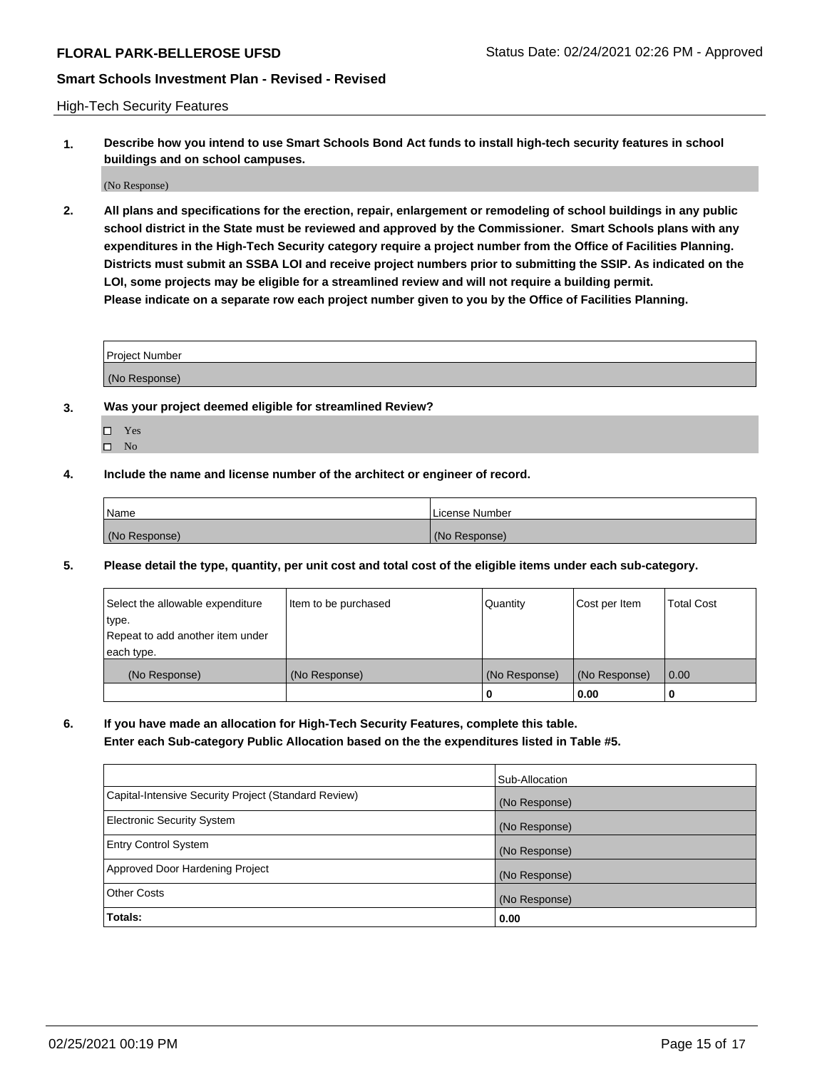High-Tech Security Features

**1. Describe how you intend to use Smart Schools Bond Act funds to install high-tech security features in school buildings and on school campuses.**

(No Response)

**2. All plans and specifications for the erection, repair, enlargement or remodeling of school buildings in any public school district in the State must be reviewed and approved by the Commissioner. Smart Schools plans with any expenditures in the High-Tech Security category require a project number from the Office of Facilities Planning. Districts must submit an SSBA LOI and receive project numbers prior to submitting the SSIP. As indicated on the LOI, some projects may be eligible for a streamlined review and will not require a building permit. Please indicate on a separate row each project number given to you by the Office of Facilities Planning.**

| Project Number |
| --- |
| (No Response) |

**3. Was your project deemed eligible for streamlined Review?**

- ☐ Yes
- ☐ No

**4. Include the name and license number of the architect or engineer of record.**

| Name | License Number |
| --- | --- |
| (No Response) | (No Response) |

**5. Please detail the type, quantity, per unit cost and total cost of the eligible items under each sub-category.**

| Select the allowable expenditure type. Repeat to add another item under each type. | Item to be purchased | Quantity | Cost per Item | Total Cost |
| --- | --- | --- | --- | --- |
| (No Response) | (No Response) | (No Response) | (No Response) | 0.00 |
| | | 0 | 0.00 | 0 |

**6. If you have made an allocation for High-Tech Security Features, complete this table. Enter each Sub-category Public Allocation based on the the expenditures listed in Table #5.**

| | Sub-Allocation |
| --- | --- |
| Capital-Intensive Security Project (Standard Review) | (No Response) |
| Electronic Security System | (No Response) |
| Entry Control System | (No Response) |
| Approved Door Hardening Project | (No Response) |
| Other Costs | (No Response) |
| **Totals:** | **0.00** |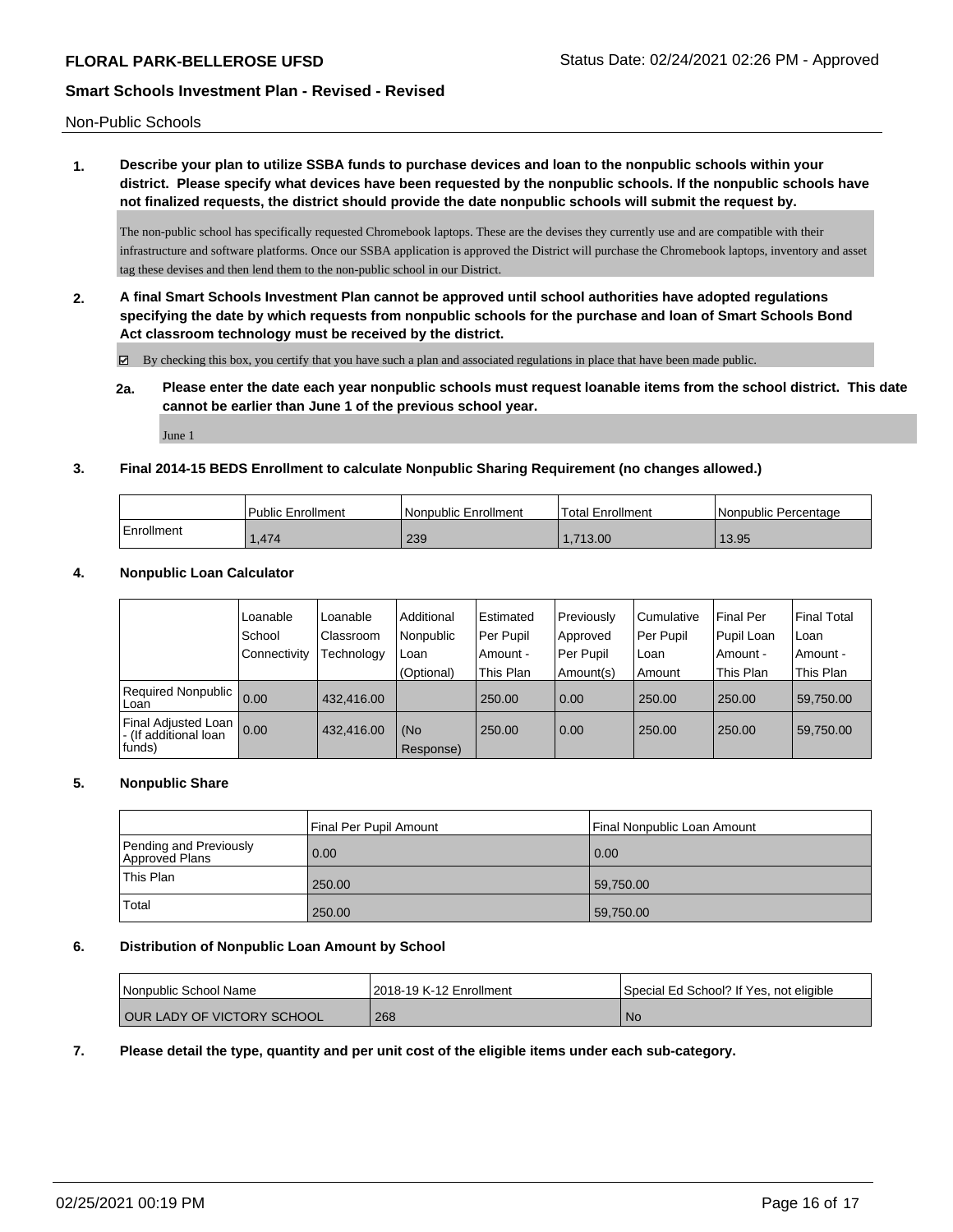Non-Public Schools

**1. Describe your plan to utilize SSBA funds to purchase devices and loan to the nonpublic schools within your district. Please specify what devices have been requested by the nonpublic schools. If the nonpublic schools have not finalized requests, the district should provide the date nonpublic schools will submit the request by.**

The non-public school has specifically requested Chromebook laptops. These are the devises they currently use and are compatible with their infrastructure and software platforms. Once our SSBA application is approved the District will purchase the Chromebook laptops, inventory and asset tag these devises and then lend them to the non-public school in our District.

**2. A final Smart Schools Investment Plan cannot be approved until school authorities have adopted regulations specifying the date by which requests from nonpublic schools for the purchase and loan of Smart Schools Bond Act classroom technology must be received by the district.**

☑ By checking this box, you certify that you have such a plan and associated regulations in place that have been made public.

**2a. Please enter the date each year nonpublic schools must request loanable items from the school district. This date cannot be earlier than June 1 of the previous school year.**

June 1

**3. Final 2014-15 BEDS Enrollment to calculate Nonpublic Sharing Requirement (no changes allowed.)**

| | Public Enrollment | Nonpublic Enrollment | Total Enrollment | Nonpublic Percentage |
|---|---|---|---|---|
| Enrollment | 1,474 | 239 | 1,713.00 | 13.95 |

**4. Nonpublic Loan Calculator**

| | Loanable School Connectivity | Loanable Classroom Technology | Additional Nonpublic Loan (Optional) | Estimated Per Pupil Amount - This Plan | Previously Approved Per Pupil Amount(s) | Cumulative Per Pupil Loan Amount | Final Per Pupil Loan Amount - This Plan | Final Total Loan Amount - This Plan |
|---|---|---|---|---|---|---|---|---|
| Required Nonpublic Loan | 0.00 | 432,416.00 | | 250.00 | 0.00 | 250.00 | 250.00 | 59,750.00 |
| Final Adjusted Loan - (If additional loan funds) | 0.00 | 432,416.00 | (No Response) | 250.00 | 0.00 | 250.00 | 250.00 | 59,750.00 |

**5. Nonpublic Share**

| | Final Per Pupil Amount | Final Nonpublic Loan Amount |
|---|---|---|
| Pending and Previously Approved Plans | 0.00 | 0.00 |
| This Plan | 250.00 | 59,750.00 |
| Total | 250.00 | 59,750.00 |

**6. Distribution of Nonpublic Loan Amount by School**

| Nonpublic School Name | 2018-19 K-12 Enrollment | Special Ed School? If Yes, not eligible |
|---|---|---|
| OUR LADY OF VICTORY SCHOOL | 268 | No |

**7. Please detail the type, quantity and per unit cost of the eligible items under each sub-category.**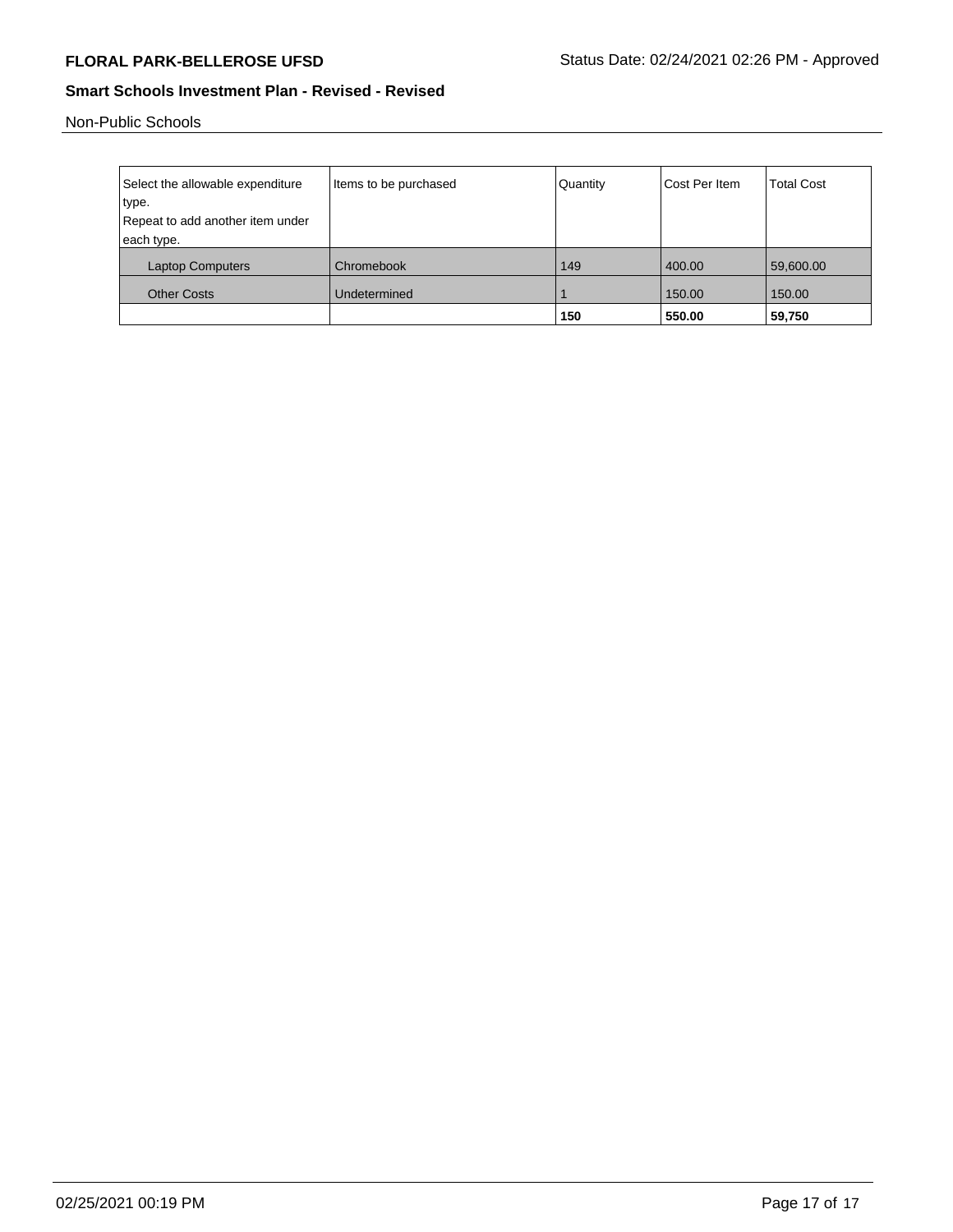Non-Public Schools

| Select the allowable expenditure type. Repeat to add another item under each type. | Items to be purchased | Quantity | Cost Per Item | Total Cost |
|---|---|---|---|---|
| Laptop Computers | Chromebook | 149 | 400.00 | 59,600.00 |
| Other Costs | Undetermined | 1 | 150.00 | 150.00 |
| | | **150** | **550.00** | **59,750** |